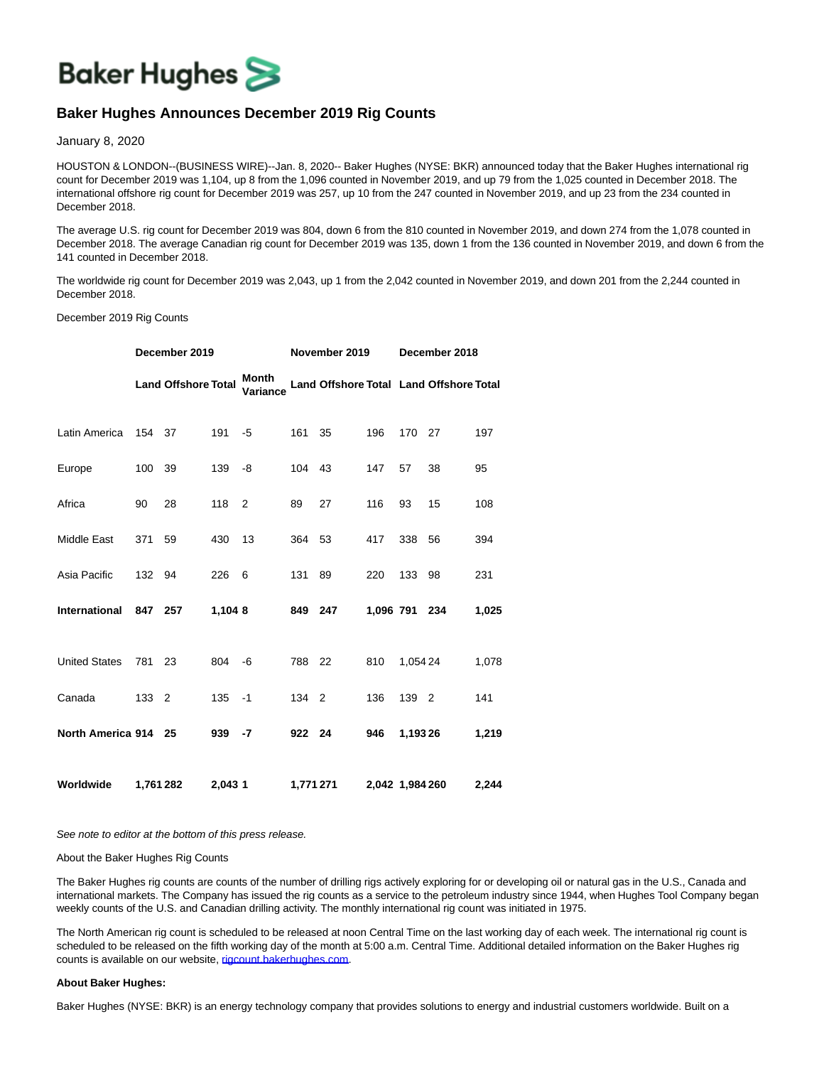# Baker Hughes Announces December 2019 Rig Counts

January 8, 2020

HOUSTON & LONDON--(BUSINESS WIRE)--Jan. 8, 2020-- Baker Hughes (NYSE: BKR) announced today that the Baker Hughes international rig count for December 2019 was 1,104, up 8 from the 1,096 counted in November 2019, and up 79 from the 1,025 counted in December 2018. The international offshore rig count for December 2019 was 257, up 10 from the 247 counted in November 2019, and up 23 from the 234 counted in December 2018.

The average U.S. rig count for December 2019 was 804, down 6 from the 810 counted in November 2019, and down 274 from the 1,078 counted in December 2018. The average Canadian rig count for December 2019 was 135, down 1 from the 136 counted in November 2019, and down 6 from the 141 counted in December 2018.

The worldwide rig count for December 2019 was 2,043, up 1 from the 2,042 counted in November 2019, and down 201 from the 2,244 counted in December 2018.

December 2019 Rig Counts

| | **December 2019** | | | | **November 2019** | | | **December 2018** | | |
|---|---|---|---|---|---|---|---|---|---|---|
| | **Land** | **Offshore** | **Total** | **Month Variance** | **Land** | **Offshore** | **Total** | **Land** | **Offshore** | **Total** |
| Latin America | 154 | 37 | 191 | -5 | 161 | 35 | 196 | 170 | 27 | 197 |
| Europe | 100 | 39 | 139 | -8 | 104 | 43 | 147 | 57 | 38 | 95 |
| Africa | 90 | 28 | 118 | 2 | 89 | 27 | 116 | 93 | 15 | 108 |
| Middle East | 371 | 59 | 430 | 13 | 364 | 53 | 417 | 338 | 56 | 394 |
| Asia Pacific | 132 | 94 | 226 | 6 | 131 | 89 | 220 | 133 | 98 | 231 |
| **International** | **847** | **257** | **1,104** | **8** | **849** | **247** | **1,096** | **791** | **234** | **1,025** |
| United States | 781 | 23 | 804 | -6 | 788 | 22 | 810 | 1,054 | 24 | 1,078 |
| Canada | 133 | 2 | 135 | -1 | 134 | 2 | 136 | 139 | 2 | 141 |
| **North America** | **914** | **25** | **939** | **-7** | **922** | **24** | **946** | **1,193** | **26** | **1,219** |
| **Worldwide** | **1,761** | **282** | **2,043** | **1** | **1,771** | **271** | **2,042** | **1,984** | **260** | **2,244** |

*See note to editor at the bottom of this press release.*

About the Baker Hughes Rig Counts

The Baker Hughes rig counts are counts of the number of drilling rigs actively exploring for or developing oil or natural gas in the U.S., Canada and international markets. The Company has issued the rig counts as a service to the petroleum industry since 1944, when Hughes Tool Company began weekly counts of the U.S. and Canadian drilling activity. The monthly international rig count was initiated in 1975.

The North American rig count is scheduled to be released at noon Central Time on the last working day of each week. The international rig count is scheduled to be released on the fifth working day of the month at 5:00 a.m. Central Time. Additional detailed information on the Baker Hughes rig counts is available on our website, rigcount.bakerhughes.com.

**About Baker Hughes:**

Baker Hughes (NYSE: BKR) is an energy technology company that provides solutions to energy and industrial customers worldwide. Built on a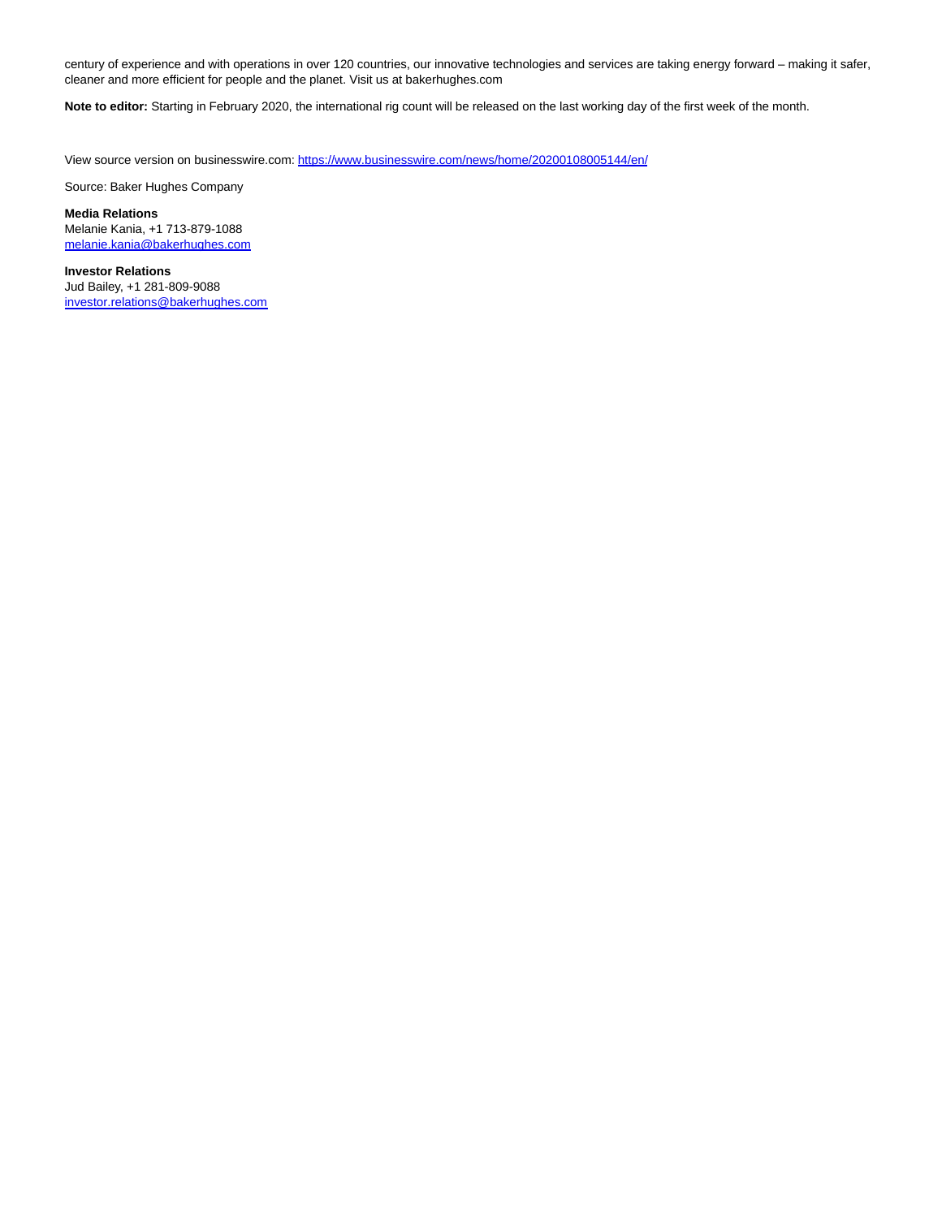century of experience and with operations in over 120 countries, our innovative technologies and services are taking energy forward – making it safer, cleaner and more efficient for people and the planet. Visit us at bakerhughes.com

**Note to editor:** Starting in February 2020, the international rig count will be released on the last working day of the first week of the month.

View source version on businesswire.com: https://www.businesswire.com/news/home/20200108005144/en/

Source: Baker Hughes Company

**Media Relations**
Melanie Kania, +1 713-879-1088
melanie.kania@bakerhughes.com

**Investor Relations**
Jud Bailey, +1 281-809-9088
investor.relations@bakerhughes.com